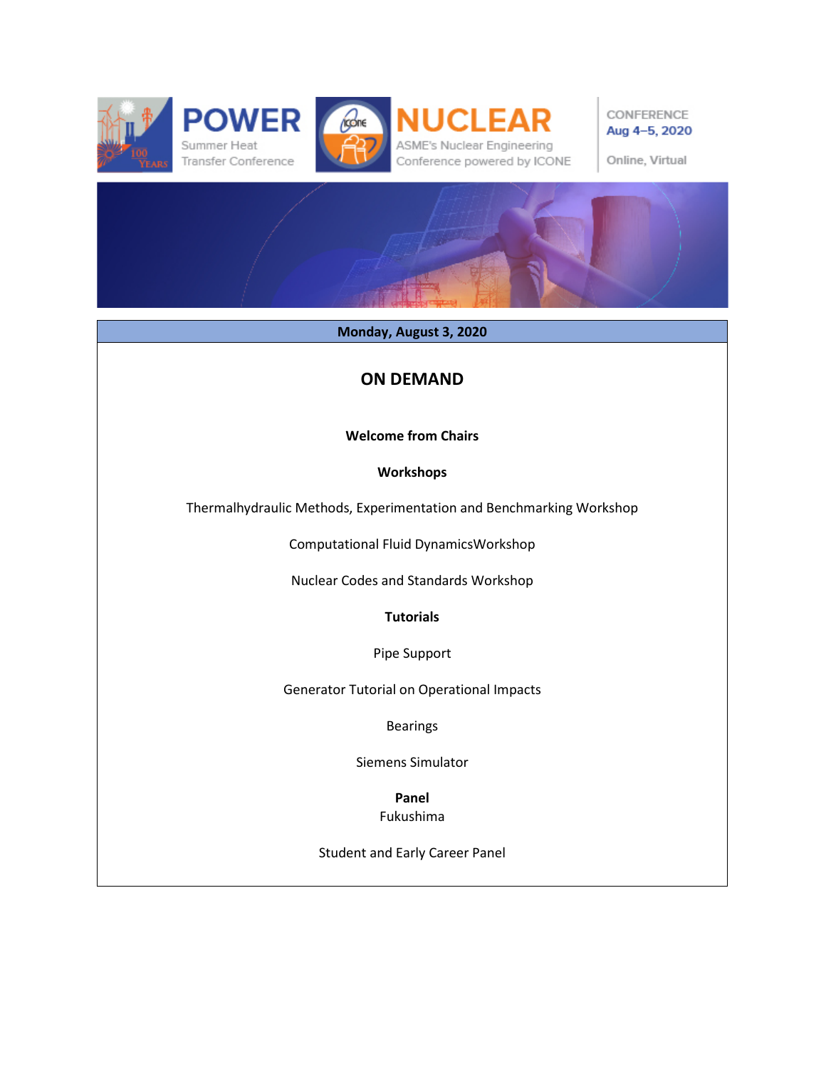**POWER** Summer Heat Transfer Conference

**NUCLEAR** ASME's Nuclear Engineering Conference powered by ICONE

CONFERENCE
Aug 4–5, 2020

Online, Virtual

## Monday, August 3, 2020

### ON DEMAND

**Welcome from Chairs**

**Workshops**

Thermalhydraulic Methods, Experimentation and Benchmarking Workshop

Computational Fluid DynamicsWorkshop

Nuclear Codes and Standards Workshop

**Tutorials**

Pipe Support

Generator Tutorial on Operational Impacts

Bearings

Siemens Simulator

**Panel**

Fukushima

Student and Early Career Panel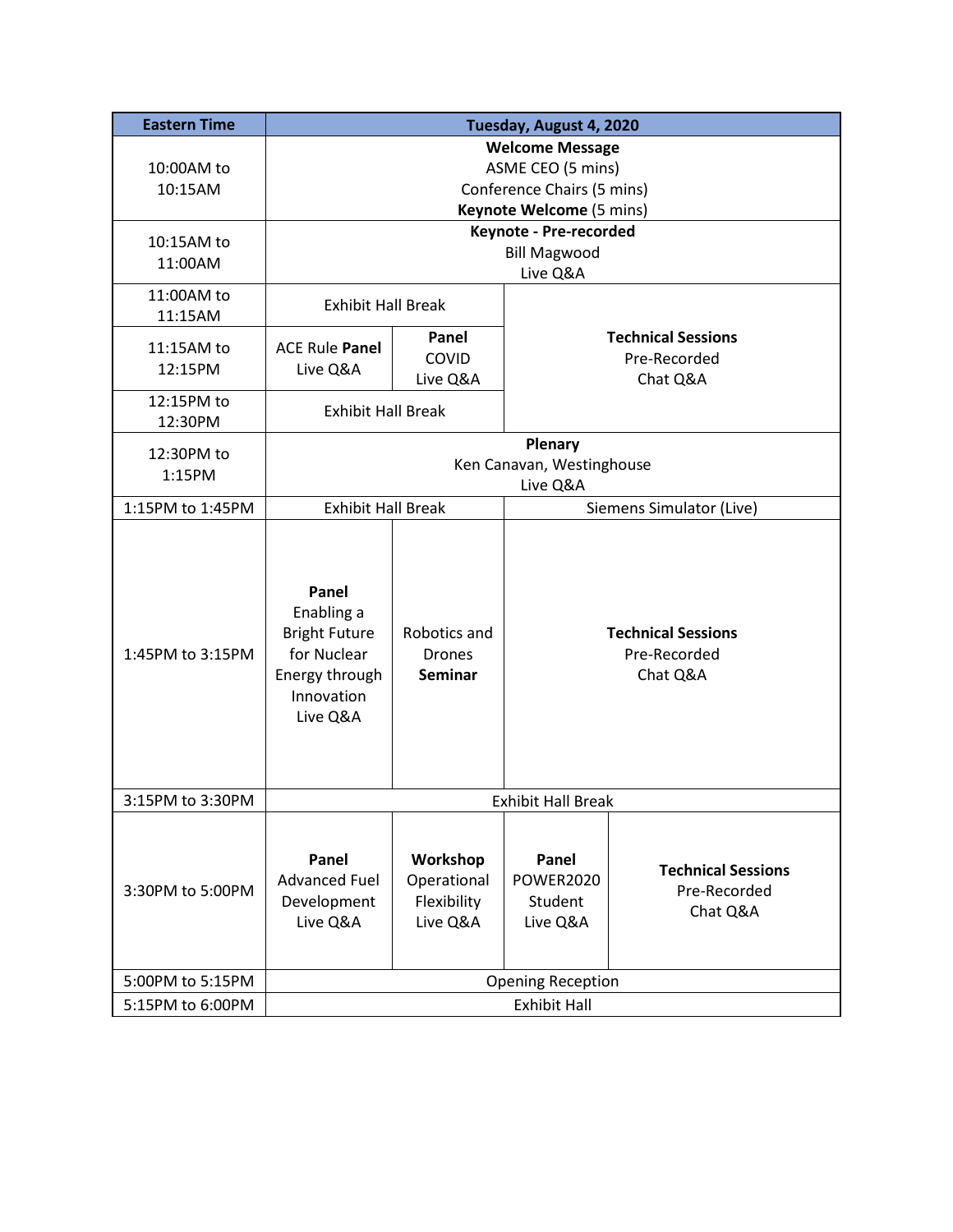| Eastern Time | Tuesday, August 4, 2020 | | | |
|---|---|---|---|---|
| 10:00AM to 10:15AM | **Welcome Message**<br>ASME CEO (5 mins)<br>Conference Chairs (5 mins)<br>**Keynote Welcome** (5 mins) | | | |
| 10:15AM to 11:00AM | **Keynote - Pre-recorded**<br>Bill Magwood<br>Live Q&A | | | |
| 11:00AM to 11:15AM | Exhibit Hall Break | | **Technical Sessions**<br>Pre-Recorded<br>Chat Q&A | |
| 11:15AM to 12:15PM | ACE Rule **Panel**<br>Live Q&A | **Panel**<br>COVID<br>Live Q&A | | |
| 12:15PM to 12:30PM | Exhibit Hall Break | | | |
| 12:30PM to 1:15PM | **Plenary**<br>Ken Canavan, Westinghouse<br>Live Q&A | | | |
| 1:15PM to 1:45PM | Exhibit Hall Break | | Siemens Simulator (Live) | |
| 1:45PM to 3:15PM | **Panel**<br>Enabling a Bright Future for Nuclear Energy through Innovation<br>Live Q&A | Robotics and Drones **Seminar** | **Technical Sessions**<br>Pre-Recorded<br>Chat Q&A | |
| 3:15PM to 3:30PM | Exhibit Hall Break | | | |
| 3:30PM to 5:00PM | **Panel**<br>Advanced Fuel Development<br>Live Q&A | **Workshop**<br>Operational Flexibility<br>Live Q&A | **Panel**<br>POWER2020 Student<br>Live Q&A | **Technical Sessions**<br>Pre-Recorded<br>Chat Q&A |
| 5:00PM to 5:15PM | Opening Reception | | | |
| 5:15PM to 6:00PM | Exhibit Hall | | | |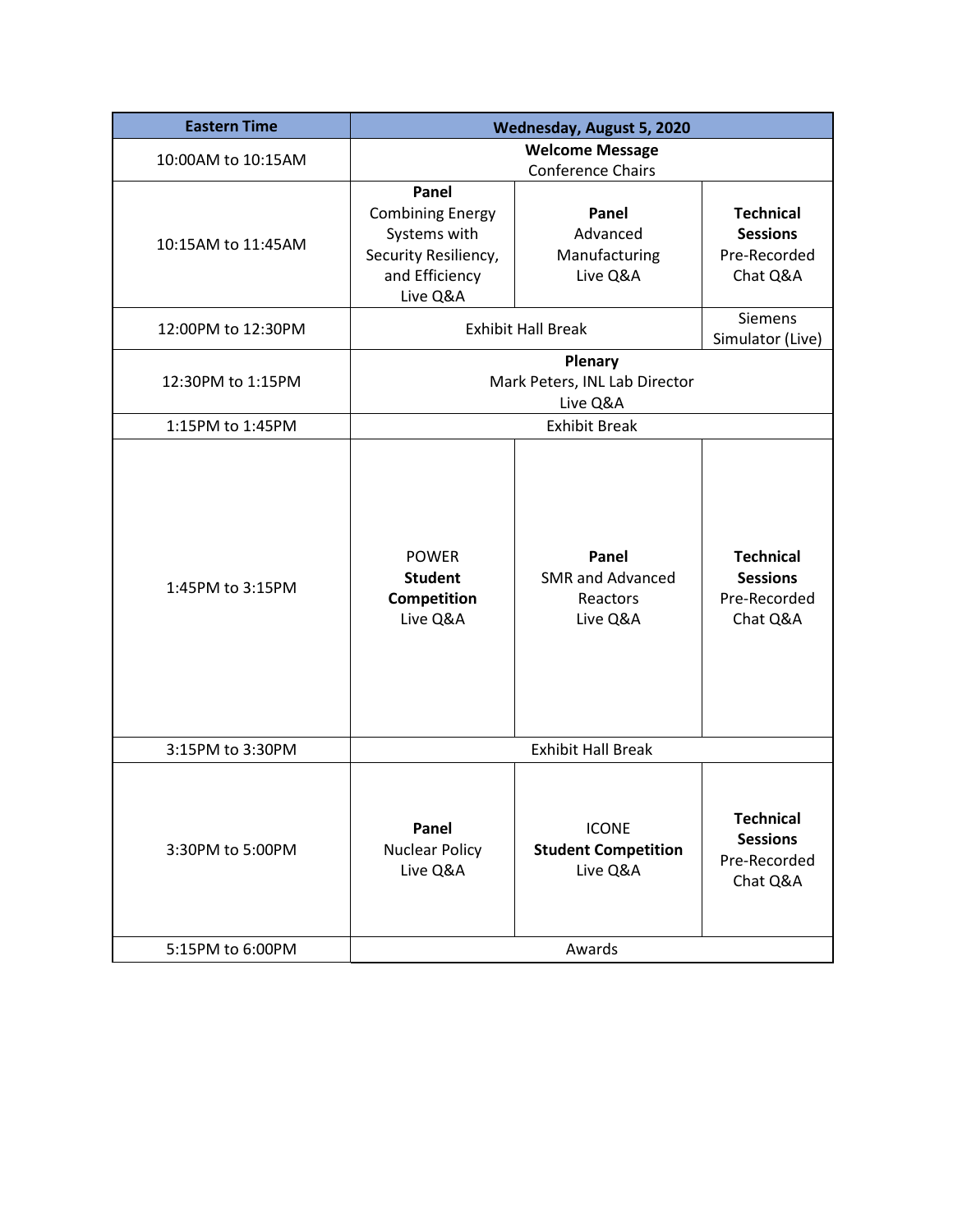| Eastern Time | Wednesday, August 5, 2020 | | |
|---|---|---|---|
| 10:00AM to 10:15AM | **Welcome Message** Conference Chairs | | |
| 10:15AM to 11:45AM | **Panel** Combining Energy Systems with Security Resiliency, and Efficiency Live Q&A | **Panel** Advanced Manufacturing Live Q&A | **Technical Sessions** Pre-Recorded Chat Q&A |
| 12:00PM to 12:30PM | Exhibit Hall Break | | Siemens Simulator (Live) |
| 12:30PM to 1:15PM | **Plenary** Mark Peters, INL Lab Director Live Q&A | | |
| 1:15PM to 1:45PM | Exhibit Break | | |
| 1:45PM to 3:15PM | POWER **Student Competition** Live Q&A | **Panel** SMR and Advanced Reactors Live Q&A | **Technical Sessions** Pre-Recorded Chat Q&A |
| 3:15PM to 3:30PM | Exhibit Hall Break | | |
| 3:30PM to 5:00PM | **Panel** Nuclear Policy Live Q&A | ICONE **Student Competition** Live Q&A | **Technical Sessions** Pre-Recorded Chat Q&A |
| 5:15PM to 6:00PM | Awards | | |